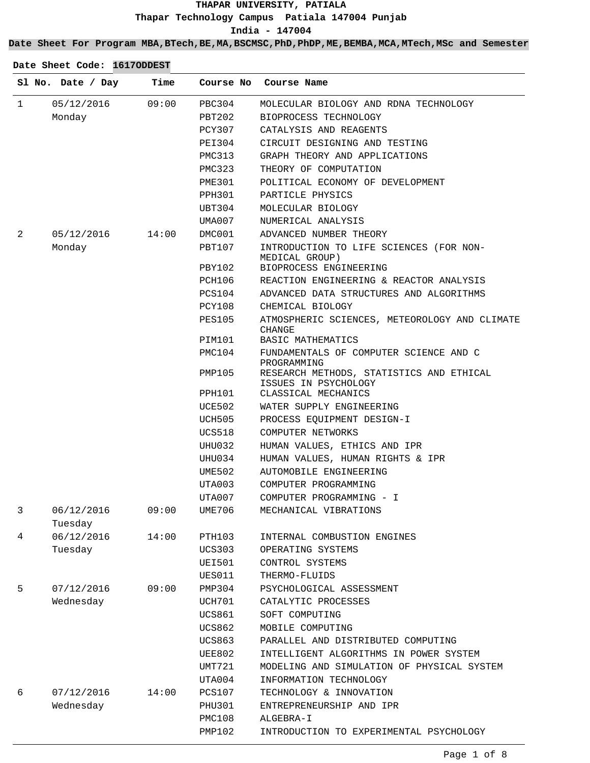# THAPAR UNIVERSITY, PATIALA

**Thapar Technology Campus Patiala 147004 Punjab**

**India - 147004**

**Date Sheet For Program MBA,BTech,BE,MA,BSCMSC,PhD,PhDP,ME,BEMBA,MCA,MTech,MSc and Semester**

**Date Sheet Code: 1617ODDEST**

| Sl No. | Date / Day | Time | Course No | Course Name |
|---|---|---|---|---|
| 1 | 05/12/2016 Monday | 09:00 | PBC304 | MOLECULAR BIOLOGY AND RDNA TECHNOLOGY |
| | | | PBT202 | BIOPROCESS TECHNOLOGY |
| | | | PCY307 | CATALYSIS AND REAGENTS |
| | | | PEI304 | CIRCUIT DESIGNING AND TESTING |
| | | | PMC313 | GRAPH THEORY AND APPLICATIONS |
| | | | PMC323 | THEORY OF COMPUTATION |
| | | | PME301 | POLITICAL ECONOMY OF DEVELOPMENT |
| | | | PPH301 | PARTICLE PHYSICS |
| | | | UBT304 | MOLECULAR BIOLOGY |
| | | | UMA007 | NUMERICAL ANALYSIS |
| 2 | 05/12/2016 Monday | 14:00 | DMC001 | ADVANCED NUMBER THEORY |
| | | | PBT107 | INTRODUCTION TO LIFE SCIENCES (FOR NON-MEDICAL GROUP) |
| | | | PBY102 | BIOPROCESS ENGINEERING |
| | | | PCH106 | REACTION ENGINEERING & REACTOR ANALYSIS |
| | | | PCS104 | ADVANCED DATA STRUCTURES AND ALGORITHMS |
| | | | PCY108 | CHEMICAL BIOLOGY |
| | | | PES105 | ATMOSPHERIC SCIENCES, METEOROLOGY AND CLIMATE CHANGE |
| | | | PIM101 | BASIC MATHEMATICS |
| | | | PMC104 | FUNDAMENTALS OF COMPUTER SCIENCE AND C PROGRAMMING |
| | | | PMP105 | RESEARCH METHODS, STATISTICS AND ETHICAL ISSUES IN PSYCHOLOGY |
| | | | PPH101 | CLASSICAL MECHANICS |
| | | | UCE502 | WATER SUPPLY ENGINEERING |
| | | | UCH505 | PROCESS EQUIPMENT DESIGN-I |
| | | | UCS518 | COMPUTER NETWORKS |
| | | | UHU032 | HUMAN VALUES, ETHICS AND IPR |
| | | | UHU034 | HUMAN VALUES, HUMAN RIGHTS & IPR |
| | | | UME502 | AUTOMOBILE ENGINEERING |
| | | | UTA003 | COMPUTER PROGRAMMING |
| | | | UTA007 | COMPUTER PROGRAMMING - I |
| 3 | 06/12/2016 Tuesday | 09:00 | UME706 | MECHANICAL VIBRATIONS |
| 4 | 06/12/2016 Tuesday | 14:00 | PTH103 | INTERNAL COMBUSTION ENGINES |
| | | | UCS303 | OPERATING SYSTEMS |
| | | | UEI501 | CONTROL SYSTEMS |
| | | | UES011 | THERMO-FLUIDS |
| 5 | 07/12/2016 Wednesday | 09:00 | PMP304 | PSYCHOLOGICAL ASSESSMENT |
| | | | UCH701 | CATALYTIC PROCESSES |
| | | | UCS861 | SOFT COMPUTING |
| | | | UCS862 | MOBILE COMPUTING |
| | | | UCS863 | PARALLEL AND DISTRIBUTED COMPUTING |
| | | | UEE802 | INTELLIGENT ALGORITHMS IN POWER SYSTEM |
| | | | UMT721 | MODELING AND SIMULATION OF PHYSICAL SYSTEM |
| | | | UTA004 | INFORMATION TECHNOLOGY |
| 6 | 07/12/2016 Wednesday | 14:00 | PCS107 | TECHNOLOGY & INNOVATION |
| | | | PHU301 | ENTREPRENEURSHIP AND IPR |
| | | | PMC108 | ALGEBRA-I |
| | | | PMP102 | INTRODUCTION TO EXPERIMENTAL PSYCHOLOGY |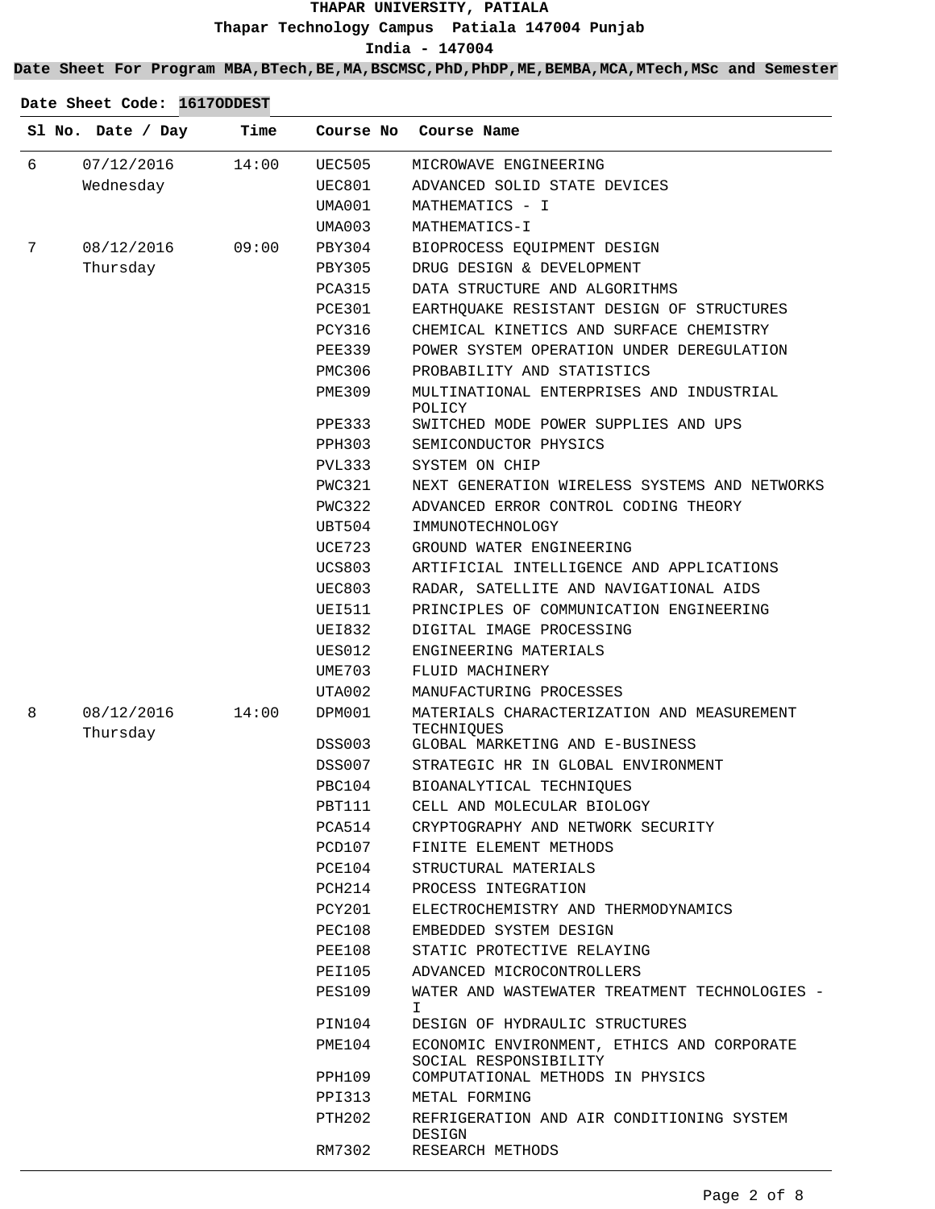# THAPAR UNIVERSITY, PATIALA

Thapar Technology Campus Patiala 147004 Punjab

India - 147004

**Date Sheet For Program MBA,BTech,BE,MA,BSCMSC,PhD,PhDP,ME,BEMBA,MCA,MTech,MSc and Semester**

**Date Sheet Code: 1617ODDEST**

| Sl No. | Date / Day | Time | Course No | Course Name |
|---|---|---|---|---|
| 6 | 07/12/2016 Wednesday | 14:00 | UEC505 | MICROWAVE ENGINEERING |
| | | | UEC801 | ADVANCED SOLID STATE DEVICES |
| | | | UMA001 | MATHEMATICS - I |
| | | | UMA003 | MATHEMATICS-I |
| 7 | 08/12/2016 Thursday | 09:00 | PBY304 | BIOPROCESS EQUIPMENT DESIGN |
| | | | PBY305 | DRUG DESIGN & DEVELOPMENT |
| | | | PCA315 | DATA STRUCTURE AND ALGORITHMS |
| | | | PCE301 | EARTHQUAKE RESISTANT DESIGN OF STRUCTURES |
| | | | PCY316 | CHEMICAL KINETICS AND SURFACE CHEMISTRY |
| | | | PEE339 | POWER SYSTEM OPERATION UNDER DEREGULATION |
| | | | PMC306 | PROBABILITY AND STATISTICS |
| | | | PME309 | MULTINATIONAL ENTERPRISES AND INDUSTRIAL POLICY |
| | | | PPE333 | SWITCHED MODE POWER SUPPLIES AND UPS |
| | | | PPH303 | SEMICONDUCTOR PHYSICS |
| | | | PVL333 | SYSTEM ON CHIP |
| | | | PWC321 | NEXT GENERATION WIRELESS SYSTEMS AND NETWORKS |
| | | | PWC322 | ADVANCED ERROR CONTROL CODING THEORY |
| | | | UBT504 | IMMUNOTECHNOLOGY |
| | | | UCE723 | GROUND WATER ENGINEERING |
| | | | UCS803 | ARTIFICIAL INTELLIGENCE AND APPLICATIONS |
| | | | UEC803 | RADAR, SATELLITE AND NAVIGATIONAL AIDS |
| | | | UEI511 | PRINCIPLES OF COMMUNICATION ENGINEERING |
| | | | UEI832 | DIGITAL IMAGE PROCESSING |
| | | | UES012 | ENGINEERING MATERIALS |
| | | | UME703 | FLUID MACHINERY |
| | | | UTA002 | MANUFACTURING PROCESSES |
| 8 | 08/12/2016 Thursday | 14:00 | DPM001 | MATERIALS CHARACTERIZATION AND MEASUREMENT TECHNIQUES |
| | | | DSS003 | GLOBAL MARKETING AND E-BUSINESS |
| | | | DSS007 | STRATEGIC HR IN GLOBAL ENVIRONMENT |
| | | | PBC104 | BIOANALYTICAL TECHNIQUES |
| | | | PBT111 | CELL AND MOLECULAR BIOLOGY |
| | | | PCA514 | CRYPTOGRAPHY AND NETWORK SECURITY |
| | | | PCD107 | FINITE ELEMENT METHODS |
| | | | PCE104 | STRUCTURAL MATERIALS |
| | | | PCH214 | PROCESS INTEGRATION |
| | | | PCY201 | ELECTROCHEMISTRY AND THERMODYNAMICS |
| | | | PEC108 | EMBEDDED SYSTEM DESIGN |
| | | | PEE108 | STATIC PROTECTIVE RELAYING |
| | | | PEI105 | ADVANCED MICROCONTROLLERS |
| | | | PES109 | WATER AND WASTEWATER TREATMENT TECHNOLOGIES - I |
| | | | PIN104 | DESIGN OF HYDRAULIC STRUCTURES |
| | | | PME104 | ECONOMIC ENVIRONMENT, ETHICS AND CORPORATE SOCIAL RESPONSIBILITY |
| | | | PPH109 | COMPUTATIONAL METHODS IN PHYSICS |
| | | | PPI313 | METAL FORMING |
| | | | PTH202 | REFRIGERATION AND AIR CONDITIONING SYSTEM DESIGN |
| | | | RM7302 | RESEARCH METHODS |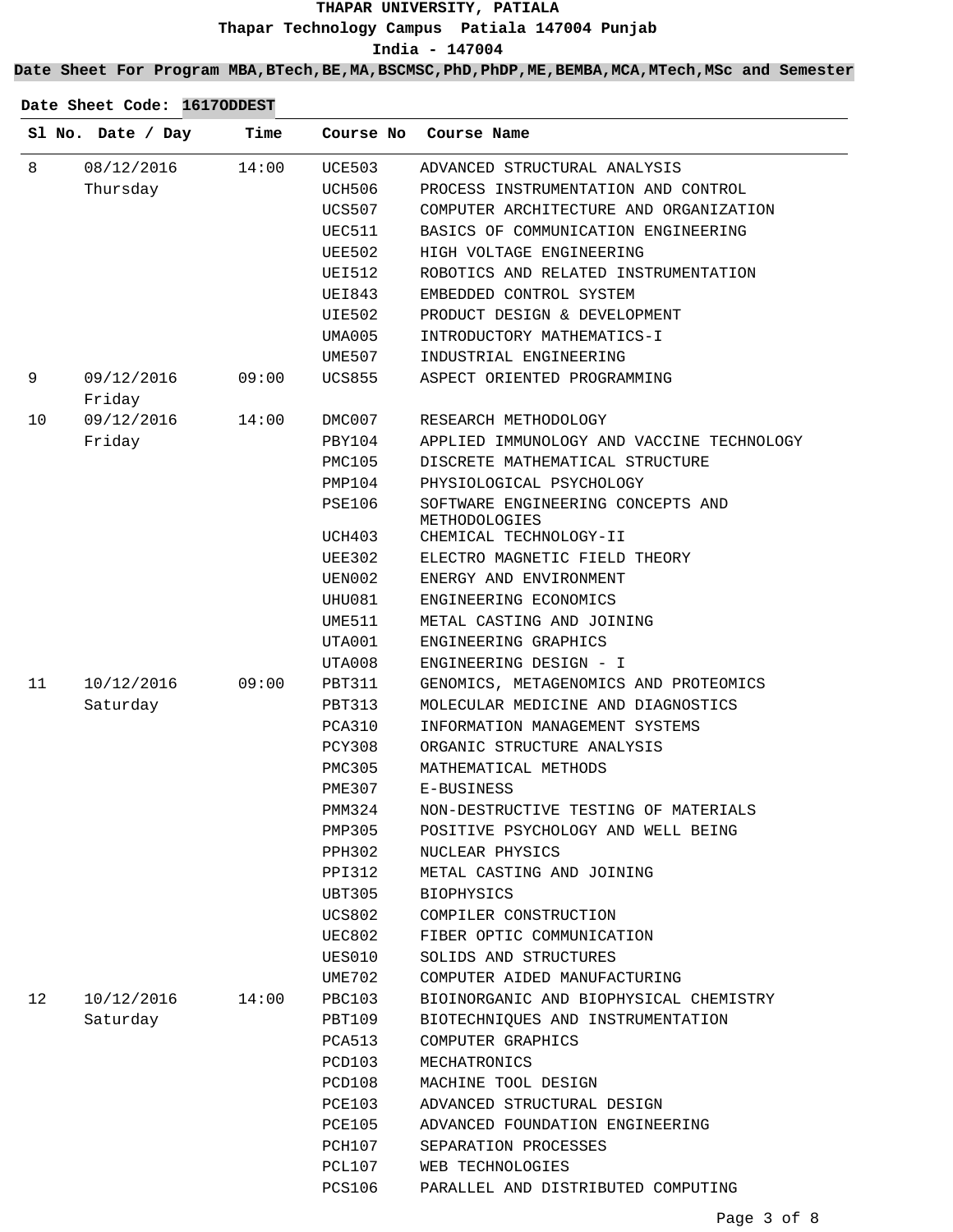**THAPAR UNIVERSITY, PATIALA**

**Thapar Technology Campus Patiala 147004 Punjab**

**India - 147004**

**Date Sheet For Program MBA,BTech,BE,MA,BSCMSC,PhD,PhDP,ME,BEMBA,MCA,MTech,MSc and Semester**

**Date Sheet Code: 1617ODDEST**

| Sl No. | Date / Day | Time | Course No | Course Name |
|---|---|---|---|---|
| 8 | 08/12/2016 Thursday | 14:00 | UCE503 | ADVANCED STRUCTURAL ANALYSIS |
| | | | UCH506 | PROCESS INSTRUMENTATION AND CONTROL |
| | | | UCS507 | COMPUTER ARCHITECTURE AND ORGANIZATION |
| | | | UEC511 | BASICS OF COMMUNICATION ENGINEERING |
| | | | UEE502 | HIGH VOLTAGE ENGINEERING |
| | | | UEI512 | ROBOTICS AND RELATED INSTRUMENTATION |
| | | | UEI843 | EMBEDDED CONTROL SYSTEM |
| | | | UIE502 | PRODUCT DESIGN & DEVELOPMENT |
| | | | UMA005 | INTRODUCTORY MATHEMATICS-I |
| | | | UME507 | INDUSTRIAL ENGINEERING |
| 9 | 09/12/2016 Friday | 09:00 | UCS855 | ASPECT ORIENTED PROGRAMMING |
| 10 | 09/12/2016 Friday | 14:00 | DMC007 | RESEARCH METHODOLOGY |
| | | | PBY104 | APPLIED IMMUNOLOGY AND VACCINE TECHNOLOGY |
| | | | PMC105 | DISCRETE MATHEMATICAL STRUCTURE |
| | | | PMP104 | PHYSIOLOGICAL PSYCHOLOGY |
| | | | PSE106 | SOFTWARE ENGINEERING CONCEPTS AND METHODOLOGIES |
| | | | UCH403 | CHEMICAL TECHNOLOGY-II |
| | | | UEE302 | ELECTRO MAGNETIC FIELD THEORY |
| | | | UEN002 | ENERGY AND ENVIRONMENT |
| | | | UHU081 | ENGINEERING ECONOMICS |
| | | | UME511 | METAL CASTING AND JOINING |
| | | | UTA001 | ENGINEERING GRAPHICS |
| | | | UTA008 | ENGINEERING DESIGN - I |
| 11 | 10/12/2016 Saturday | 09:00 | PBT311 | GENOMICS, METAGENOMICS AND PROTEOMICS |
| | | | PBT313 | MOLECULAR MEDICINE AND DIAGNOSTICS |
| | | | PCA310 | INFORMATION MANAGEMENT SYSTEMS |
| | | | PCY308 | ORGANIC STRUCTURE ANALYSIS |
| | | | PMC305 | MATHEMATICAL METHODS |
| | | | PME307 | E-BUSINESS |
| | | | PMM324 | NON-DESTRUCTIVE TESTING OF MATERIALS |
| | | | PMP305 | POSITIVE PSYCHOLOGY AND WELL BEING |
| | | | PPH302 | NUCLEAR PHYSICS |
| | | | PPI312 | METAL CASTING AND JOINING |
| | | | UBT305 | BIOPHYSICS |
| | | | UCS802 | COMPILER CONSTRUCTION |
| | | | UEC802 | FIBER OPTIC COMMUNICATION |
| | | | UES010 | SOLIDS AND STRUCTURES |
| | | | UME702 | COMPUTER AIDED MANUFACTURING |
| 12 | 10/12/2016 Saturday | 14:00 | PBC103 | BIOINORGANIC AND BIOPHYSICAL CHEMISTRY |
| | | | PBT109 | BIOTECHNIQUES AND INSTRUMENTATION |
| | | | PCA513 | COMPUTER GRAPHICS |
| | | | PCD103 | MECHATRONICS |
| | | | PCD108 | MACHINE TOOL DESIGN |
| | | | PCE103 | ADVANCED STRUCTURAL DESIGN |
| | | | PCE105 | ADVANCED FOUNDATION ENGINEERING |
| | | | PCH107 | SEPARATION PROCESSES |
| | | | PCL107 | WEB TECHNOLOGIES |
| | | | PCS106 | PARALLEL AND DISTRIBUTED COMPUTING |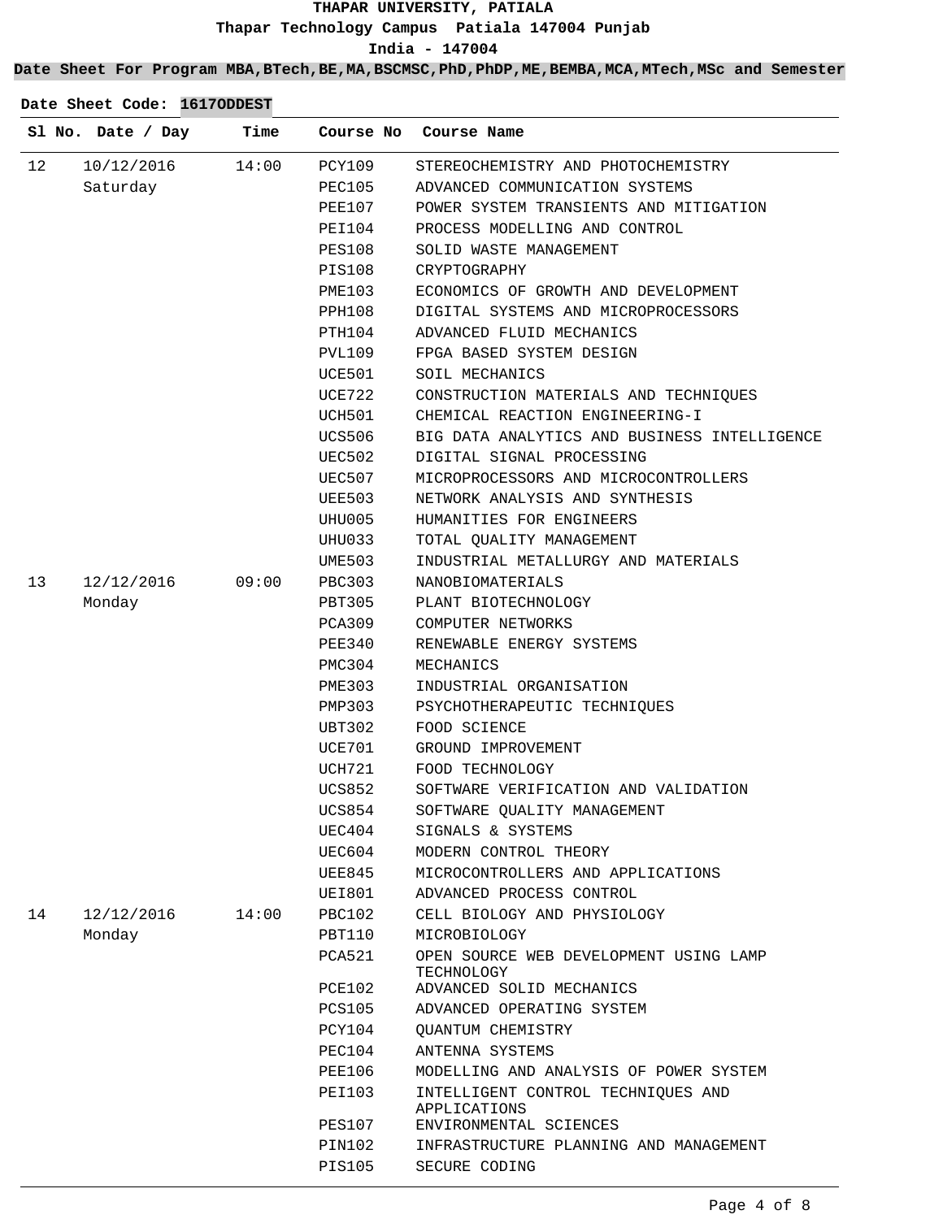# THAPAR UNIVERSITY, PATIALA

**Thapar Technology Campus Patiala 147004 Punjab**

**India - 147004**

**Date Sheet For Program MBA,BTech,BE,MA,BSCMSC,PhD,PhDP,ME,BEMBA,MCA,MTech,MSc and Semester**

**Date Sheet Code: 1617ODDEST**

| Sl No. | Date / Day | Time | Course No | Course Name |
|---|---|---|---|---|
| 12 | 10/12/2016 Saturday | 14:00 | PCY109 | STEREOCHEMISTRY AND PHOTOCHEMISTRY |
| | | | PEC105 | ADVANCED COMMUNICATION SYSTEMS |
| | | | PEE107 | POWER SYSTEM TRANSIENTS AND MITIGATION |
| | | | PEI104 | PROCESS MODELLING AND CONTROL |
| | | | PES108 | SOLID WASTE MANAGEMENT |
| | | | PIS108 | CRYPTOGRAPHY |
| | | | PME103 | ECONOMICS OF GROWTH AND DEVELOPMENT |
| | | | PPH108 | DIGITAL SYSTEMS AND MICROPROCESSORS |
| | | | PTH104 | ADVANCED FLUID MECHANICS |
| | | | PVL109 | FPGA BASED SYSTEM DESIGN |
| | | | UCE501 | SOIL MECHANICS |
| | | | UCE722 | CONSTRUCTION MATERIALS AND TECHNIQUES |
| | | | UCH501 | CHEMICAL REACTION ENGINEERING-I |
| | | | UCS506 | BIG DATA ANALYTICS AND BUSINESS INTELLIGENCE |
| | | | UEC502 | DIGITAL SIGNAL PROCESSING |
| | | | UEC507 | MICROPROCESSORS AND MICROCONTROLLERS |
| | | | UEE503 | NETWORK ANALYSIS AND SYNTHESIS |
| | | | UHU005 | HUMANITIES FOR ENGINEERS |
| | | | UHU033 | TOTAL QUALITY MANAGEMENT |
| | | | UME503 | INDUSTRIAL METALLURGY AND MATERIALS |
| 13 | 12/12/2016 Monday | 09:00 | PBC303 | NANOBIOMATERIALS |
| | | | PBT305 | PLANT BIOTECHNOLOGY |
| | | | PCA309 | COMPUTER NETWORKS |
| | | | PEE340 | RENEWABLE ENERGY SYSTEMS |
| | | | PMC304 | MECHANICS |
| | | | PME303 | INDUSTRIAL ORGANISATION |
| | | | PMP303 | PSYCHOTHERAPEUTIC TECHNIQUES |
| | | | UBT302 | FOOD SCIENCE |
| | | | UCE701 | GROUND IMPROVEMENT |
| | | | UCH721 | FOOD TECHNOLOGY |
| | | | UCS852 | SOFTWARE VERIFICATION AND VALIDATION |
| | | | UCS854 | SOFTWARE QUALITY MANAGEMENT |
| | | | UEC404 | SIGNALS & SYSTEMS |
| | | | UEC604 | MODERN CONTROL THEORY |
| | | | UEE845 | MICROCONTROLLERS AND APPLICATIONS |
| | | | UEI801 | ADVANCED PROCESS CONTROL |
| 14 | 12/12/2016 Monday | 14:00 | PBC102 | CELL BIOLOGY AND PHYSIOLOGY |
| | | | PBT110 | MICROBIOLOGY |
| | | | PCA521 | OPEN SOURCE WEB DEVELOPMENT USING LAMP TECHNOLOGY |
| | | | PCE102 | ADVANCED SOLID MECHANICS |
| | | | PCS105 | ADVANCED OPERATING SYSTEM |
| | | | PCY104 | QUANTUM CHEMISTRY |
| | | | PEC104 | ANTENNA SYSTEMS |
| | | | PEE106 | MODELLING AND ANALYSIS OF POWER SYSTEM |
| | | | PEI103 | INTELLIGENT CONTROL TECHNIQUES AND APPLICATIONS |
| | | | PES107 | ENVIRONMENTAL SCIENCES |
| | | | PIN102 | INFRASTRUCTURE PLANNING AND MANAGEMENT |
| | | | PIS105 | SECURE CODING |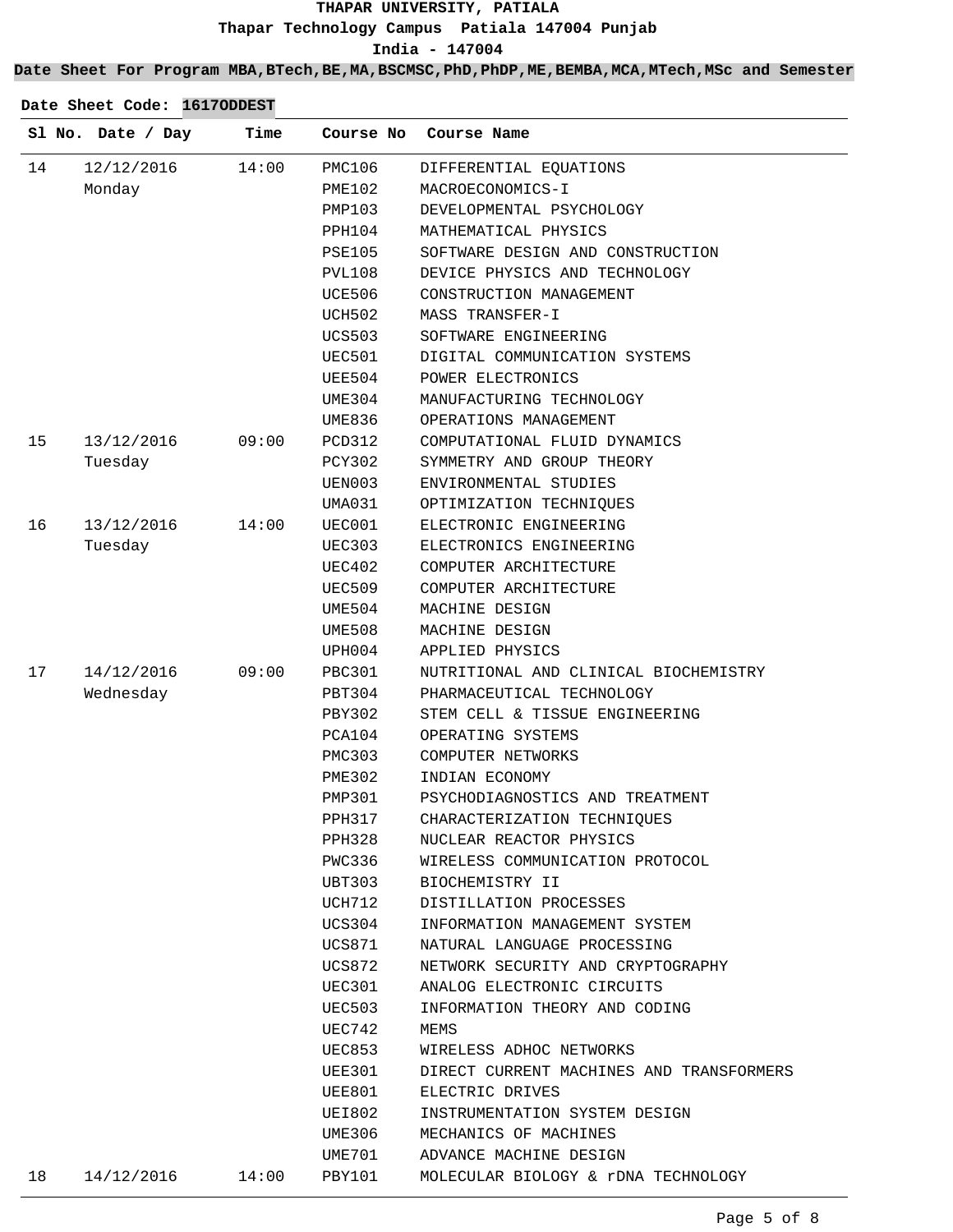**THAPAR UNIVERSITY, PATIALA**

**Thapar Technology Campus Patiala 147004 Punjab**

**India - 147004**

**Date Sheet For Program MBA,BTech,BE,MA,BSCMSC,PhD,PhDP,ME,BEMBA,MCA,MTech,MSc and Semester**

**Date Sheet Code: 1617ODDEST**

| Sl No. | Date / Day | Time | Course No | Course Name |
|---|---|---|---|---|
| 14 | 12/12/2016 Monday | 14:00 | PMC106 | DIFFERENTIAL EQUATIONS |
| | | | PME102 | MACROECONOMICS-I |
| | | | PMP103 | DEVELOPMENTAL PSYCHOLOGY |
| | | | PPH104 | MATHEMATICAL PHYSICS |
| | | | PSE105 | SOFTWARE DESIGN AND CONSTRUCTION |
| | | | PVL108 | DEVICE PHYSICS AND TECHNOLOGY |
| | | | UCE506 | CONSTRUCTION MANAGEMENT |
| | | | UCH502 | MASS TRANSFER-I |
| | | | UCS503 | SOFTWARE ENGINEERING |
| | | | UEC501 | DIGITAL COMMUNICATION SYSTEMS |
| | | | UEE504 | POWER ELECTRONICS |
| | | | UME304 | MANUFACTURING TECHNOLOGY |
| | | | UME836 | OPERATIONS MANAGEMENT |
| 15 | 13/12/2016 Tuesday | 09:00 | PCD312 | COMPUTATIONAL FLUID DYNAMICS |
| | | | PCY302 | SYMMETRY AND GROUP THEORY |
| | | | UEN003 | ENVIRONMENTAL STUDIES |
| | | | UMA031 | OPTIMIZATION TECHNIQUES |
| 16 | 13/12/2016 Tuesday | 14:00 | UEC001 | ELECTRONIC ENGINEERING |
| | | | UEC303 | ELECTRONICS ENGINEERING |
| | | | UEC402 | COMPUTER ARCHITECTURE |
| | | | UEC509 | COMPUTER ARCHITECTURE |
| | | | UME504 | MACHINE DESIGN |
| | | | UME508 | MACHINE DESIGN |
| | | | UPH004 | APPLIED PHYSICS |
| 17 | 14/12/2016 Wednesday | 09:00 | PBC301 | NUTRITIONAL AND CLINICAL BIOCHEMISTRY |
| | | | PBT304 | PHARMACEUTICAL TECHNOLOGY |
| | | | PBY302 | STEM CELL & TISSUE ENGINEERING |
| | | | PCA104 | OPERATING SYSTEMS |
| | | | PMC303 | COMPUTER NETWORKS |
| | | | PME302 | INDIAN ECONOMY |
| | | | PMP301 | PSYCHODIAGNOSTICS AND TREATMENT |
| | | | PPH317 | CHARACTERIZATION TECHNIQUES |
| | | | PPH328 | NUCLEAR REACTOR PHYSICS |
| | | | PWC336 | WIRELESS COMMUNICATION PROTOCOL |
| | | | UBT303 | BIOCHEMISTRY II |
| | | | UCH712 | DISTILLATION PROCESSES |
| | | | UCS304 | INFORMATION MANAGEMENT SYSTEM |
| | | | UCS871 | NATURAL LANGUAGE PROCESSING |
| | | | UCS872 | NETWORK SECURITY AND CRYPTOGRAPHY |
| | | | UEC301 | ANALOG ELECTRONIC CIRCUITS |
| | | | UEC503 | INFORMATION THEORY AND CODING |
| | | | UEC742 | MEMS |
| | | | UEC853 | WIRELESS ADHOC NETWORKS |
| | | | UEE301 | DIRECT CURRENT MACHINES AND TRANSFORMERS |
| | | | UEE801 | ELECTRIC DRIVES |
| | | | UEI802 | INSTRUMENTATION SYSTEM DESIGN |
| | | | UME306 | MECHANICS OF MACHINES |
| | | | UME701 | ADVANCE MACHINE DESIGN |
| 18 | 14/12/2016 | 14:00 | PBY101 | MOLECULAR BIOLOGY & rDNA TECHNOLOGY |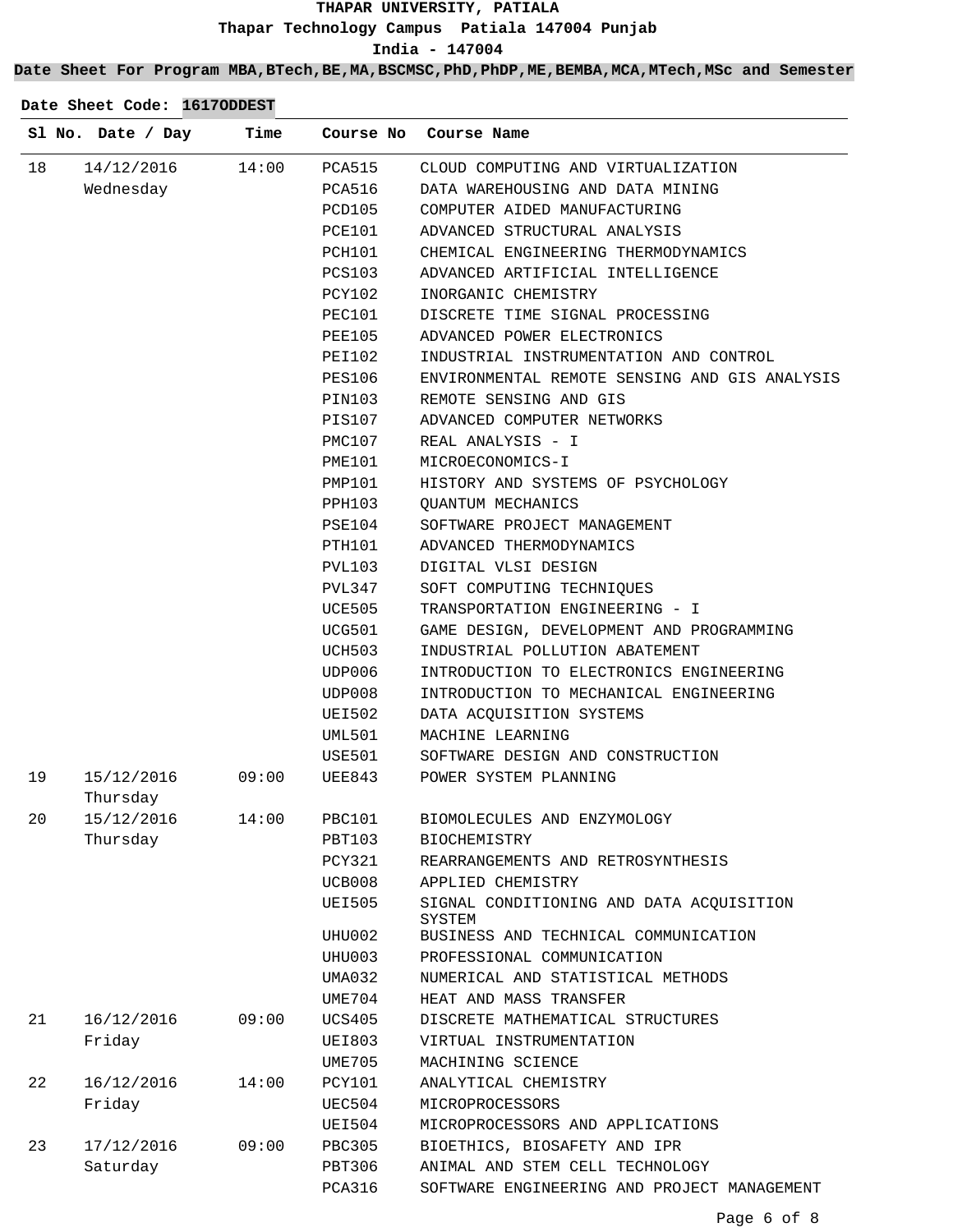**THAPAR UNIVERSITY, PATIALA**

**Thapar Technology Campus Patiala 147004 Punjab**

**India - 147004**

**Date Sheet For Program MBA,BTech,BE,MA,BSCMSC,PhD,PhDP,ME,BEMBA,MCA,MTech,MSc and Semester**

**Date Sheet Code: 1617ODDEST**

| Sl No. | Date / Day | Time | Course No | Course Name |
|---|---|---|---|---|
| 18 | 14/12/2016 Wednesday | 14:00 | PCA515 | CLOUD COMPUTING AND VIRTUALIZATION |
| | | | PCA516 | DATA WAREHOUSING AND DATA MINING |
| | | | PCD105 | COMPUTER AIDED MANUFACTURING |
| | | | PCE101 | ADVANCED STRUCTURAL ANALYSIS |
| | | | PCH101 | CHEMICAL ENGINEERING THERMODYNAMICS |
| | | | PCS103 | ADVANCED ARTIFICIAL INTELLIGENCE |
| | | | PCY102 | INORGANIC CHEMISTRY |
| | | | PEC101 | DISCRETE TIME SIGNAL PROCESSING |
| | | | PEE105 | ADVANCED POWER ELECTRONICS |
| | | | PEI102 | INDUSTRIAL INSTRUMENTATION AND CONTROL |
| | | | PES106 | ENVIRONMENTAL REMOTE SENSING AND GIS ANALYSIS |
| | | | PIN103 | REMOTE SENSING AND GIS |
| | | | PIS107 | ADVANCED COMPUTER NETWORKS |
| | | | PMC107 | REAL ANALYSIS - I |
| | | | PME101 | MICROECONOMICS-I |
| | | | PMP101 | HISTORY AND SYSTEMS OF PSYCHOLOGY |
| | | | PPH103 | QUANTUM MECHANICS |
| | | | PSE104 | SOFTWARE PROJECT MANAGEMENT |
| | | | PTH101 | ADVANCED THERMODYNAMICS |
| | | | PVL103 | DIGITAL VLSI DESIGN |
| | | | PVL347 | SOFT COMPUTING TECHNIQUES |
| | | | UCE505 | TRANSPORTATION ENGINEERING - I |
| | | | UCG501 | GAME DESIGN, DEVELOPMENT AND PROGRAMMING |
| | | | UCH503 | INDUSTRIAL POLLUTION ABATEMENT |
| | | | UDP006 | INTRODUCTION TO ELECTRONICS ENGINEERING |
| | | | UDP008 | INTRODUCTION TO MECHANICAL ENGINEERING |
| | | | UEI502 | DATA ACQUISITION SYSTEMS |
| | | | UML501 | MACHINE LEARNING |
| | | | USE501 | SOFTWARE DESIGN AND CONSTRUCTION |
| 19 | 15/12/2016 Thursday | 09:00 | UEE843 | POWER SYSTEM PLANNING |
| 20 | 15/12/2016 Thursday | 14:00 | PBC101 | BIOMOLECULES AND ENZYMOLOGY |
| | | | PBT103 | BIOCHEMISTRY |
| | | | PCY321 | REARRANGEMENTS AND RETROSYNTHESIS |
| | | | UCB008 | APPLIED CHEMISTRY |
| | | | UEI505 | SIGNAL CONDITIONING AND DATA ACQUISITION SYSTEM |
| | | | UHU002 | BUSINESS AND TECHNICAL COMMUNICATION |
| | | | UHU003 | PROFESSIONAL COMMUNICATION |
| | | | UMA032 | NUMERICAL AND STATISTICAL METHODS |
| | | | UME704 | HEAT AND MASS TRANSFER |
| 21 | 16/12/2016 Friday | 09:00 | UCS405 | DISCRETE MATHEMATICAL STRUCTURES |
| | | | UEI803 | VIRTUAL INSTRUMENTATION |
| | | | UME705 | MACHINING SCIENCE |
| 22 | 16/12/2016 Friday | 14:00 | PCY101 | ANALYTICAL CHEMISTRY |
| | | | UEC504 | MICROPROCESSORS |
| | | | UEI504 | MICROPROCESSORS AND APPLICATIONS |
| 23 | 17/12/2016 Saturday | 09:00 | PBC305 | BIOETHICS, BIOSAFETY AND IPR |
| | | | PBT306 | ANIMAL AND STEM CELL TECHNOLOGY |
| | | | PCA316 | SOFTWARE ENGINEERING AND PROJECT MANAGEMENT |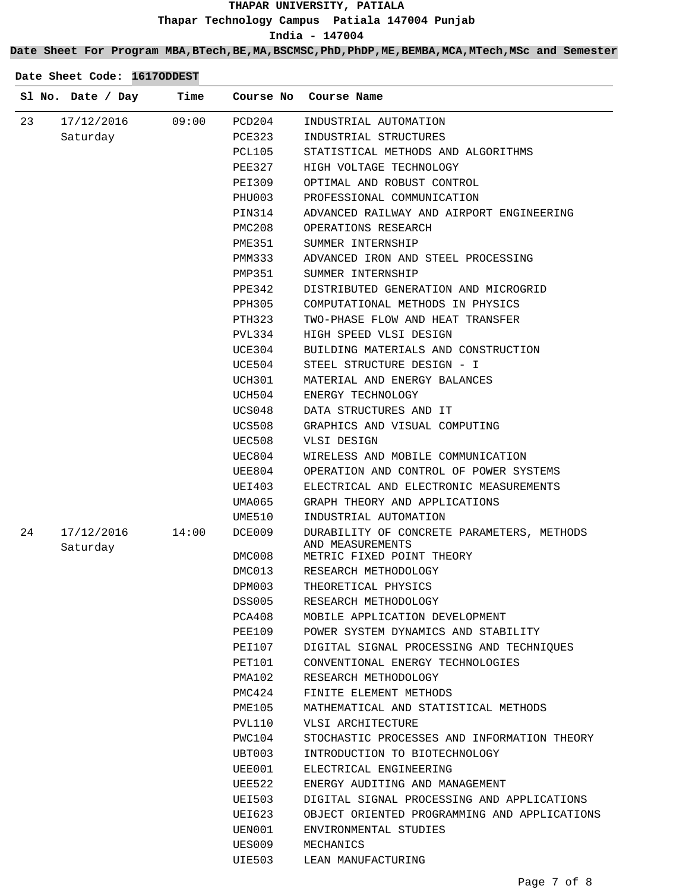# THAPAR UNIVERSITY, PATIALA

**Thapar Technology Campus Patiala 147004 Punjab**

**India - 147004**

**Date Sheet For Program MBA,BTech,BE,MA,BSCMSC,PhD,PhDP,ME,BEMBA,MCA,MTech,MSc and Semester**

**Date Sheet Code: 1617ODDEST**

| Sl No. | Date / Day | Time | Course No | Course Name |
|---|---|---|---|---|
| 23 | 17/12/2016 Saturday | 09:00 | PCD204 | INDUSTRIAL AUTOMATION |
| | | | PCE323 | INDUSTRIAL STRUCTURES |
| | | | PCL105 | STATISTICAL METHODS AND ALGORITHMS |
| | | | PEE327 | HIGH VOLTAGE TECHNOLOGY |
| | | | PEI309 | OPTIMAL AND ROBUST CONTROL |
| | | | PHU003 | PROFESSIONAL COMMUNICATION |
| | | | PIN314 | ADVANCED RAILWAY AND AIRPORT ENGINEERING |
| | | | PMC208 | OPERATIONS RESEARCH |
| | | | PME351 | SUMMER INTERNSHIP |
| | | | PMM333 | ADVANCED IRON AND STEEL PROCESSING |
| | | | PMP351 | SUMMER INTERNSHIP |
| | | | PPE342 | DISTRIBUTED GENERATION AND MICROGRID |
| | | | PPH305 | COMPUTATIONAL METHODS IN PHYSICS |
| | | | PTH323 | TWO-PHASE FLOW AND HEAT TRANSFER |
| | | | PVL334 | HIGH SPEED VLSI DESIGN |
| | | | UCE304 | BUILDING MATERIALS AND CONSTRUCTION |
| | | | UCE504 | STEEL STRUCTURE DESIGN - I |
| | | | UCH301 | MATERIAL AND ENERGY BALANCES |
| | | | UCH504 | ENERGY TECHNOLOGY |
| | | | UCS048 | DATA STRUCTURES AND IT |
| | | | UCS508 | GRAPHICS AND VISUAL COMPUTING |
| | | | UEC508 | VLSI DESIGN |
| | | | UEC804 | WIRELESS AND MOBILE COMMUNICATION |
| | | | UEE804 | OPERATION AND CONTROL OF POWER SYSTEMS |
| | | | UEI403 | ELECTRICAL AND ELECTRONIC MEASUREMENTS |
| | | | UMA065 | GRAPH THEORY AND APPLICATIONS |
| | | | UME510 | INDUSTRIAL AUTOMATION |
| 24 | 17/12/2016 Saturday | 14:00 | DCE009 | DURABILITY OF CONCRETE PARAMETERS, METHODS AND MEASUREMENTS |
| | | | DMC008 | METRIC FIXED POINT THEORY |
| | | | DMC013 | RESEARCH METHODOLOGY |
| | | | DPM003 | THEORETICAL PHYSICS |
| | | | DSS005 | RESEARCH METHODOLOGY |
| | | | PCA408 | MOBILE APPLICATION DEVELOPMENT |
| | | | PEE109 | POWER SYSTEM DYNAMICS AND STABILITY |
| | | | PEI107 | DIGITAL SIGNAL PROCESSING AND TECHNIQUES |
| | | | PET101 | CONVENTIONAL ENERGY TECHNOLOGIES |
| | | | PMA102 | RESEARCH METHODOLOGY |
| | | | PMC424 | FINITE ELEMENT METHODS |
| | | | PME105 | MATHEMATICAL AND STATISTICAL METHODS |
| | | | PVL110 | VLSI ARCHITECTURE |
| | | | PWC104 | STOCHASTIC PROCESSES AND INFORMATION THEORY |
| | | | UBT003 | INTRODUCTION TO BIOTECHNOLOGY |
| | | | UEE001 | ELECTRICAL ENGINEERING |
| | | | UEE522 | ENERGY AUDITING AND MANAGEMENT |
| | | | UEI503 | DIGITAL SIGNAL PROCESSING AND APPLICATIONS |
| | | | UEI623 | OBJECT ORIENTED PROGRAMMING AND APPLICATIONS |
| | | | UEN001 | ENVIRONMENTAL STUDIES |
| | | | UES009 | MECHANICS |
| | | | UIE503 | LEAN MANUFACTURING |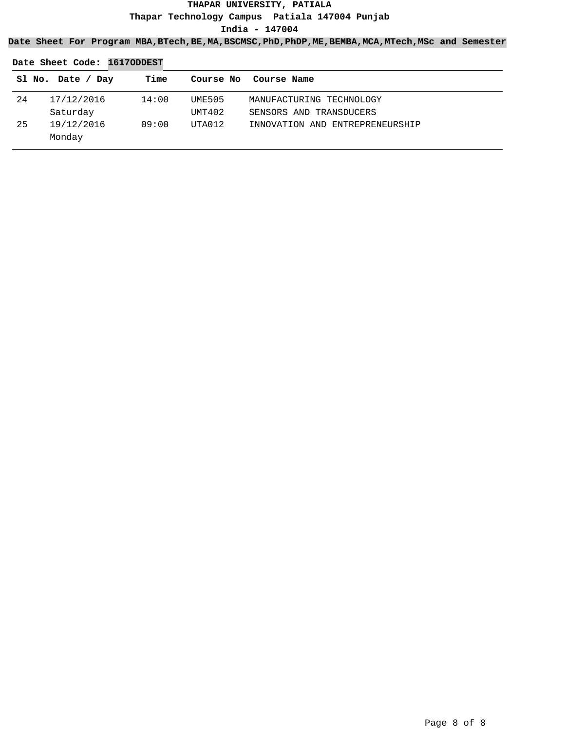**THAPAR UNIVERSITY, PATIALA**

**Thapar Technology Campus Patiala 147004 Punjab**

**India - 147004**

**Date Sheet For Program MBA,BTech,BE,MA,BSCMSC,PhD,PhDP,ME,BEMBA,MCA,MTech,MSc and Semester**

**Date Sheet Code: 1617ODDEST**

| Sl No. | Date / Day | Time | Course No | Course Name |
|---|---|---|---|---|
| 24 | 17/12/2016 Saturday | 14:00 | UME505 | MANUFACTURING TECHNOLOGY |
| | | | UMT402 | SENSORS AND TRANSDUCERS |
| 25 | 19/12/2016 Monday | 09:00 | UTA012 | INNOVATION AND ENTREPRENEURSHIP |